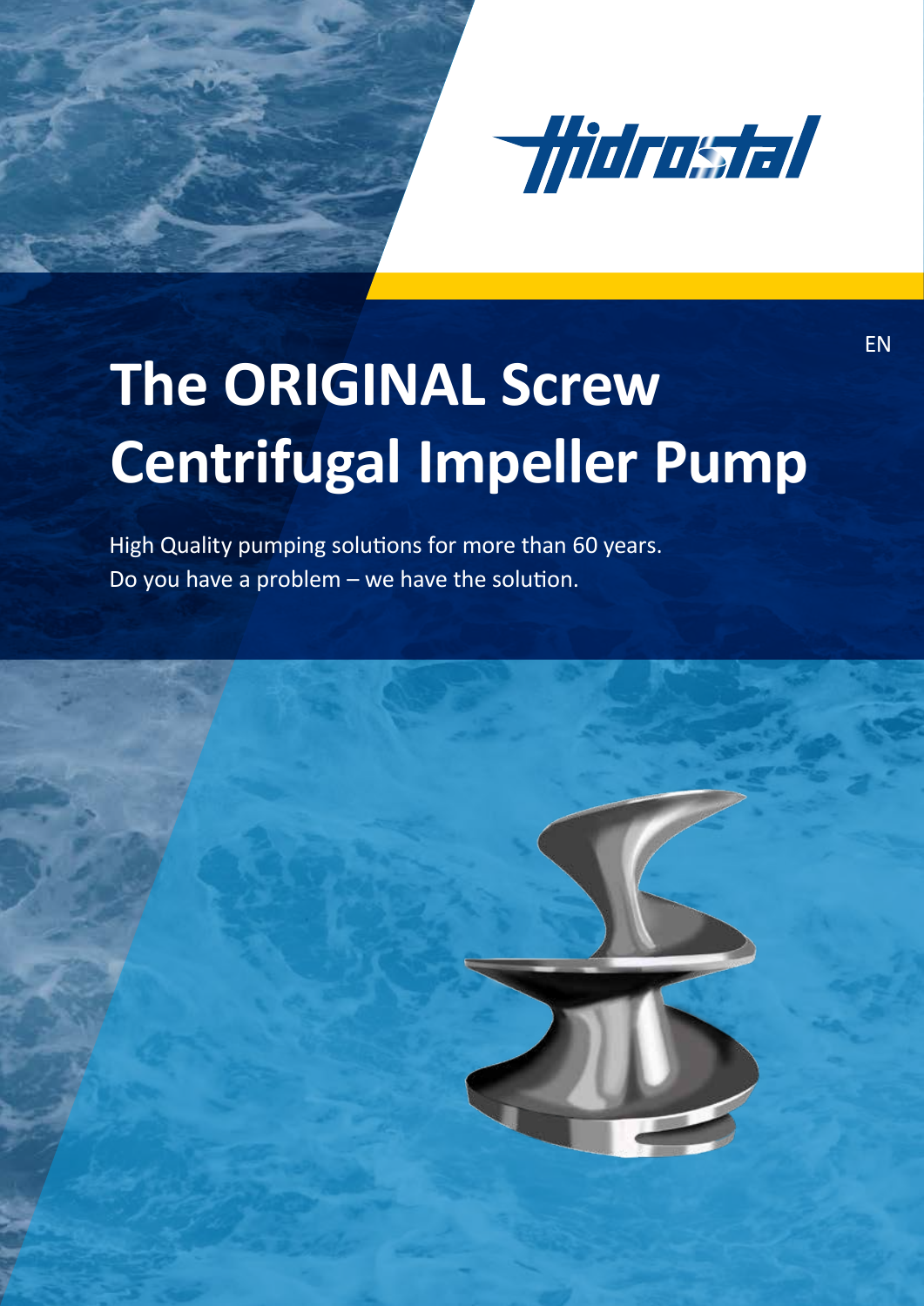Hidrostal

EN

# The ORIGINAL Screw Centrifugal Impeller Pump

High Quality pumping solutions for more than 60 years.
Do you have a problem – we have the solution.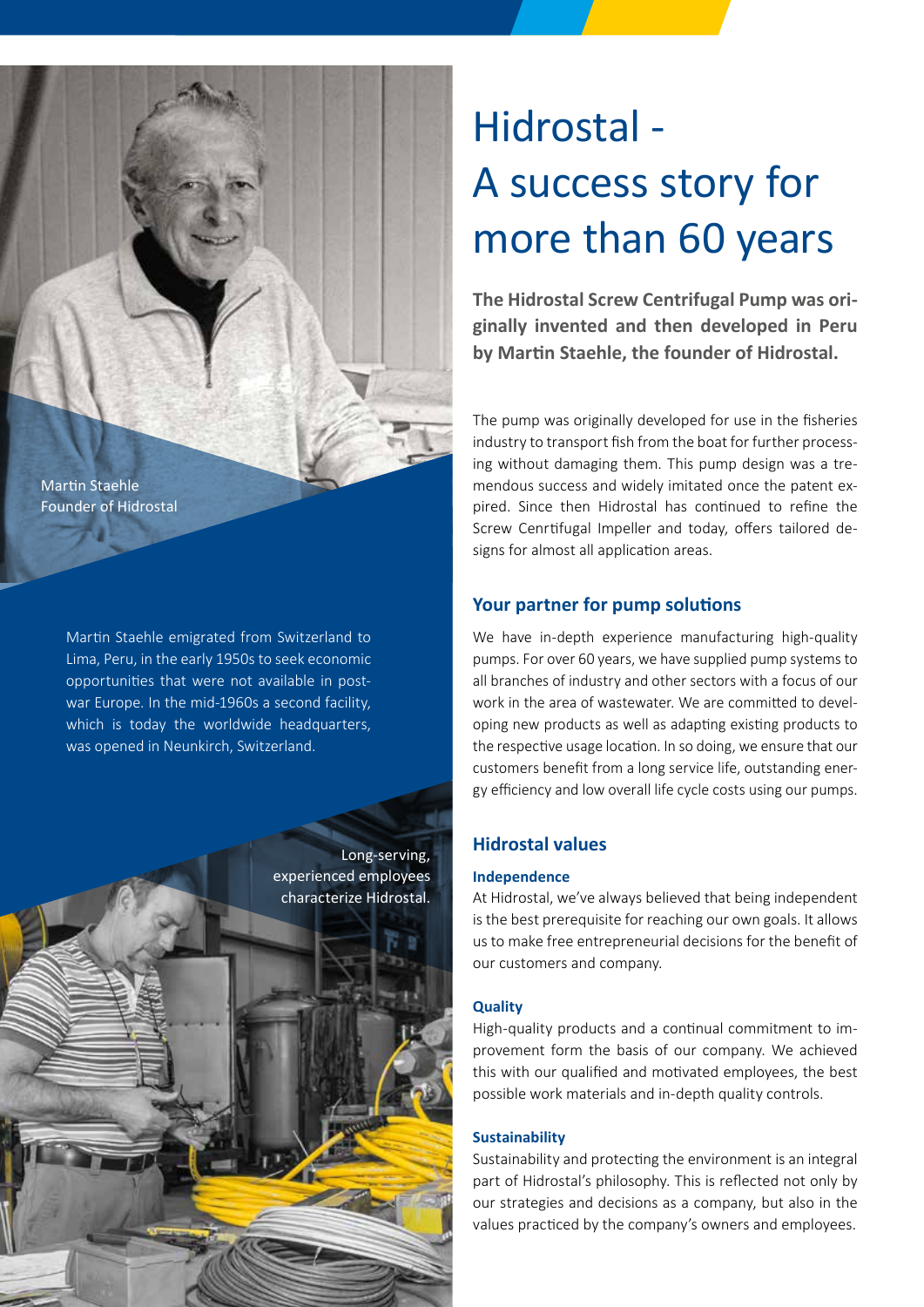Martin Staehle
Founder of Hidrostal

Martin Staehle emigrated from Switzerland to Lima, Peru, in the early 1950s to seek economic opportunities that were not available in post-war Europe. In the mid-1960s a second facility, which is today the worldwide headquarters, was opened in Neunkirch, Switzerland.

Long-serving, experienced employees characterize Hidrostal.

# Hidrostal - A success story for more than 60 years

**The Hidrostal Screw Centrifugal Pump was originally invented and then developed in Peru by Martin Staehle, the founder of Hidrostal.**

The pump was originally developed for use in the fisheries industry to transport fish from the boat for further processing without damaging them. This pump design was a tremendous success and widely imitated once the patent expired. Since then Hidrostal has continued to refine the Screw Cenrtifugal Impeller and today, offers tailored designs for almost all application areas.

## Your partner for pump solutions

We have in-depth experience manufacturing high-quality pumps. For over 60 years, we have supplied pump systems to all branches of industry and other sectors with a focus of our work in the area of wastewater. We are committed to developing new products as well as adapting existing products to the respective usage location. In so doing, we ensure that our customers benefit from a long service life, outstanding energy efficiency and low overall life cycle costs using our pumps.

## Hidrostal values

### Independence

At Hidrostal, we've always believed that being independent is the best prerequisite for reaching our own goals. It allows us to make free entrepreneurial decisions for the benefit of our customers and company.

### Quality

High-quality products and a continual commitment to improvement form the basis of our company. We achieved this with our qualified and motivated employees, the best possible work materials and in-depth quality controls.

### Sustainability

Sustainability and protecting the environment is an integral part of Hidrostal's philosophy. This is reflected not only by our strategies and decisions as a company, but also in the values practiced by the company's owners and employees.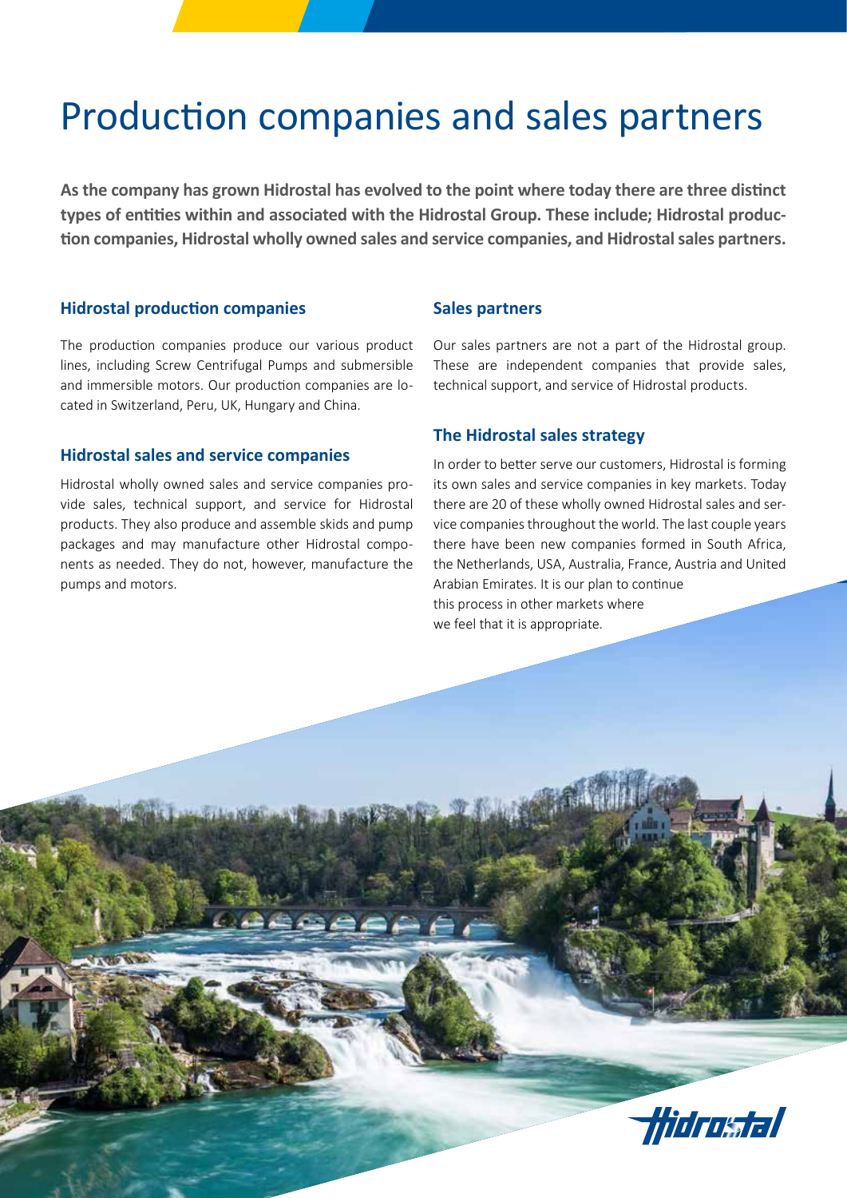# Production companies and sales partners

**As the company has grown Hidrostal has evolved to the point where today there are three distinct types of entities within and associated with the Hidrostal Group. These include; Hidrostal production companies, Hidrostal wholly owned sales and service companies, and Hidrostal sales partners.**

## Hidrostal production companies

The production companies produce our various product lines, including Screw Centrifugal Pumps and submersible and immersible motors. Our production companies are located in Switzerland, Peru, UK, Hungary and China.

## Hidrostal sales and service companies

Hidrostal wholly owned sales and service companies provide sales, technical support, and service for Hidrostal products. They also produce and assemble skids and pump packages and may manufacture other Hidrostal components as needed. They do not, however, manufacture the pumps and motors.

## Sales partners

Our sales partners are not a part of the Hidrostal group. These are independent companies that provide sales, technical support, and service of Hidrostal products.

## The Hidrostal sales strategy

In order to better serve our customers, Hidrostal is forming its own sales and service companies in key markets. Today there are 20 of these wholly owned Hidrostal sales and service companies throughout the world. The last couple years there have been new companies formed in South Africa, the Netherlands, USA, Australia, France, Austria and United Arabian Emirates. It is our plan to continue this process in other markets where we feel that it is appropriate.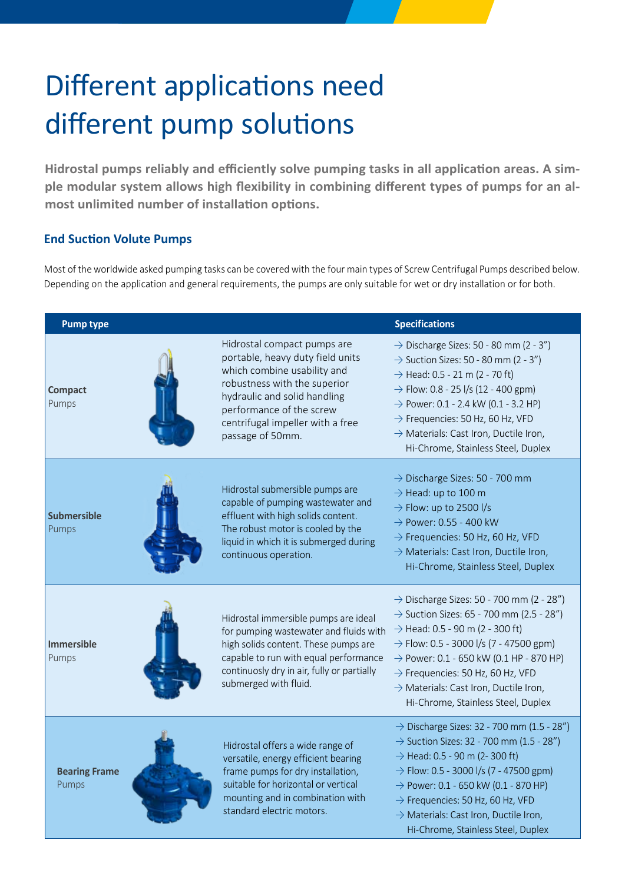# Different applications need different pump solutions

**Hidrostal pumps reliably and efficiently solve pumping tasks in all application areas. A simple modular system allows high flexibility in combining different types of pumps for an almost unlimited number of installation options.**

## End Suction Volute Pumps

Most of the worldwide asked pumping tasks can be covered with the four main types of Screw Centrifugal Pumps described below. Depending on the application and general requirements, the pumps are only suitable for wet or dry installation or for both.

| Pump type | | Specifications |
| --- | --- | --- |
| **Compact** Pumps | Hidrostal compact pumps are portable, heavy duty field units which combine usability and robustness with the superior hydraulic and solid handling performance of the screw centrifugal impeller with a free passage of 50mm. | → Discharge Sizes: 50 - 80 mm (2 - 3”)<br>→ Suction Sizes: 50 - 80 mm (2 - 3”)<br>→ Head: 0.5 - 21 m (2 - 70 ft)<br>→ Flow: 0.8 - 25 l/s (12 - 400 gpm)<br>→ Power: 0.1 - 2.4 kW (0.1 - 3.2 HP)<br>→ Frequencies: 50 Hz, 60 Hz, VFD<br>→ Materials: Cast Iron, Ductile Iron, Hi-Chrome, Stainless Steel, Duplex |
| **Submersible** Pumps | Hidrostal submersible pumps are capable of pumping wastewater and effluent with high solids content. The robust motor is cooled by the liquid in which it is submerged during continuous operation. | → Discharge Sizes: 50 - 700 mm<br>→ Head: up to 100 m<br>→ Flow: up to 2500 l/s<br>→ Power: 0.55 - 400 kW<br>→ Frequencies: 50 Hz, 60 Hz, VFD<br>→ Materials: Cast Iron, Ductile Iron, Hi-Chrome, Stainless Steel, Duplex |
| **Immersible** Pumps | Hidrostal immersible pumps are ideal for pumping wastewater and fluids with high solids content. These pumps are capable to run with equal performance continuosly dry in air, fully or partially submerged with fluid. | → Discharge Sizes: 50 - 700 mm (2 - 28”)<br>→ Suction Sizes: 65 - 700 mm (2.5 - 28”)<br>→ Head: 0.5 - 90 m (2 - 300 ft)<br>→ Flow: 0.5 - 3000 l/s (7 - 47500 gpm)<br>→ Power: 0.1 - 650 kW (0.1 HP - 870 HP)<br>→ Frequencies: 50 Hz, 60 Hz, VFD<br>→ Materials: Cast Iron, Ductile Iron, Hi-Chrome, Stainless Steel, Duplex |
| **Bearing Frame** Pumps | Hidrostal offers a wide range of versatile, energy efficient bearing frame pumps for dry installation, suitable for horizontal or vertical mounting and in combination with standard electric motors. | → Discharge Sizes: 32 - 700 mm (1.5 - 28”)<br>→ Suction Sizes: 32 - 700 mm (1.5 - 28”)<br>→ Head: 0.5 - 90 m (2- 300 ft)<br>→ Flow: 0.5 - 3000 l/s (7 - 47500 gpm)<br>→ Power: 0.1 - 650 kW (0.1 - 870 HP)<br>→ Frequencies: 50 Hz, 60 Hz, VFD<br>→ Materials: Cast Iron, Ductile Iron, Hi-Chrome, Stainless Steel, Duplex |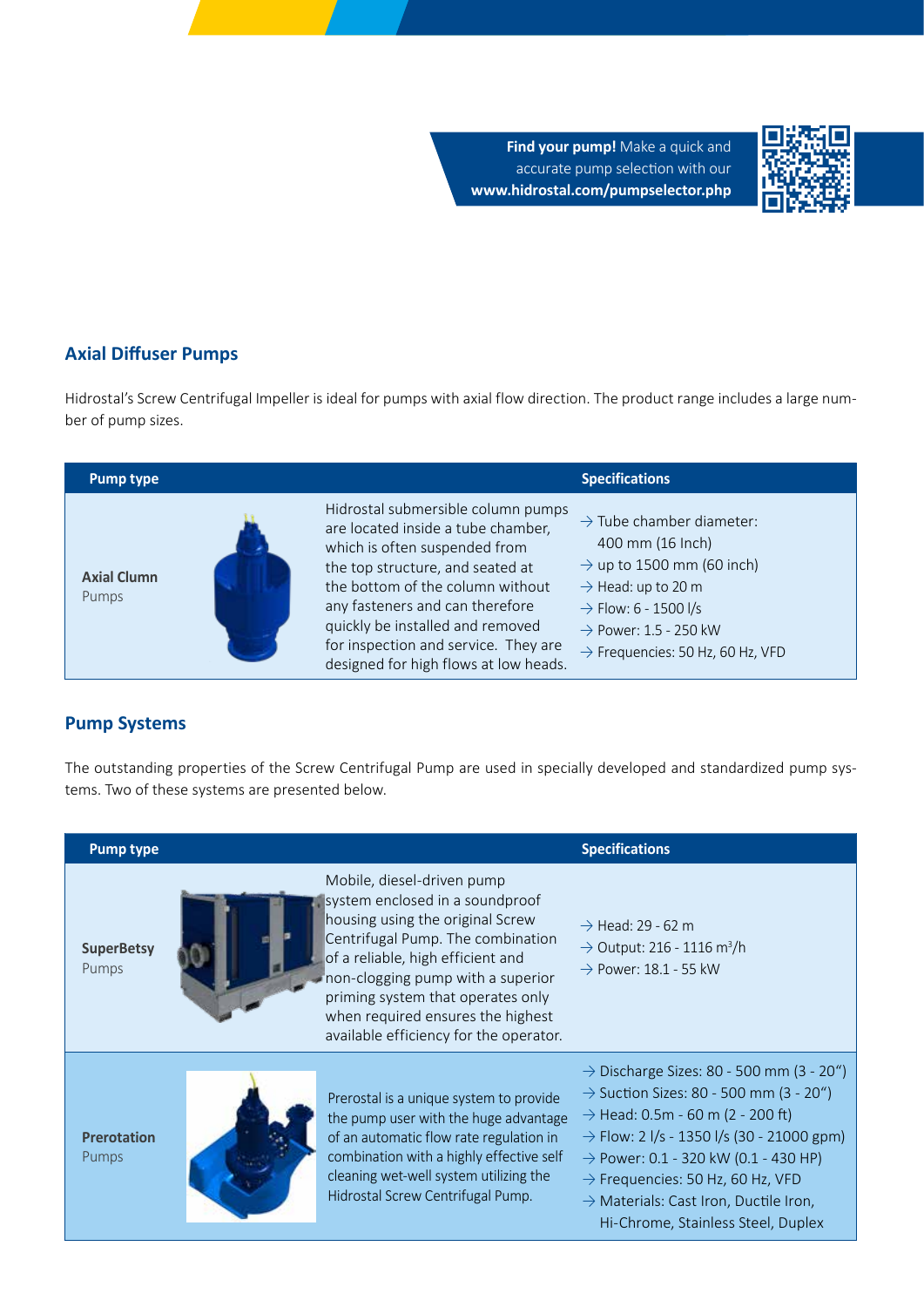**Find your pump!** Make a quick and accurate pump selection with our **www.hidrostal.com/pumpselector.php**

## Axial Diffuser Pumps

Hidrostal's Screw Centrifugal Impeller is ideal for pumps with axial flow direction. The product range includes a large number of pump sizes.

| Pump type | | Specifications |
|---|---|---|
| **Axial Clumn** Pumps | Hidrostal submersible column pumps are located inside a tube chamber, which is often suspended from the top structure, and seated at the bottom of the column without any fasteners and can therefore quickly be installed and removed for inspection and service. They are designed for high flows at low heads. | → Tube chamber diameter: 400 mm (16 Inch) <br> → up to 1500 mm (60 inch) <br> → Head: up to 20 m <br> → Flow: 6 - 1500 l/s <br> → Power: 1.5 - 250 kW <br> → Frequencies: 50 Hz, 60 Hz, VFD |

## Pump Systems

The outstanding properties of the Screw Centrifugal Pump are used in specially developed and standardized pump systems. Two of these systems are presented below.

| Pump type | | Specifications |
|---|---|---|
| **SuperBetsy** Pumps | Mobile, diesel-driven pump system enclosed in a soundproof housing using the original Screw Centrifugal Pump. The combination of a reliable, high efficient and non-clogging pump with a superior priming system that operates only when required ensures the highest available efficiency for the operator. | → Head: 29 - 62 m <br> → Output: 216 - 1116 m³/h <br> → Power: 18.1 - 55 kW |
| **Prerotation** Pumps | Prerostal is a unique system to provide the pump user with the huge advantage of an automatic flow rate regulation in combination with a highly effective self cleaning wet-well system utilizing the Hidrostal Screw Centrifugal Pump. | → Discharge Sizes: 80 - 500 mm (3 - 20") <br> → Suction Sizes: 80 - 500 mm (3 - 20") <br> → Head: 0.5m - 60 m (2 - 200 ft) <br> → Flow: 2 l/s - 1350 l/s (30 - 21000 gpm) <br> → Power: 0.1 - 320 kW (0.1 - 430 HP) <br> → Frequencies: 50 Hz, 60 Hz, VFD <br> → Materials: Cast Iron, Ductile Iron, Hi-Chrome, Stainless Steel, Duplex |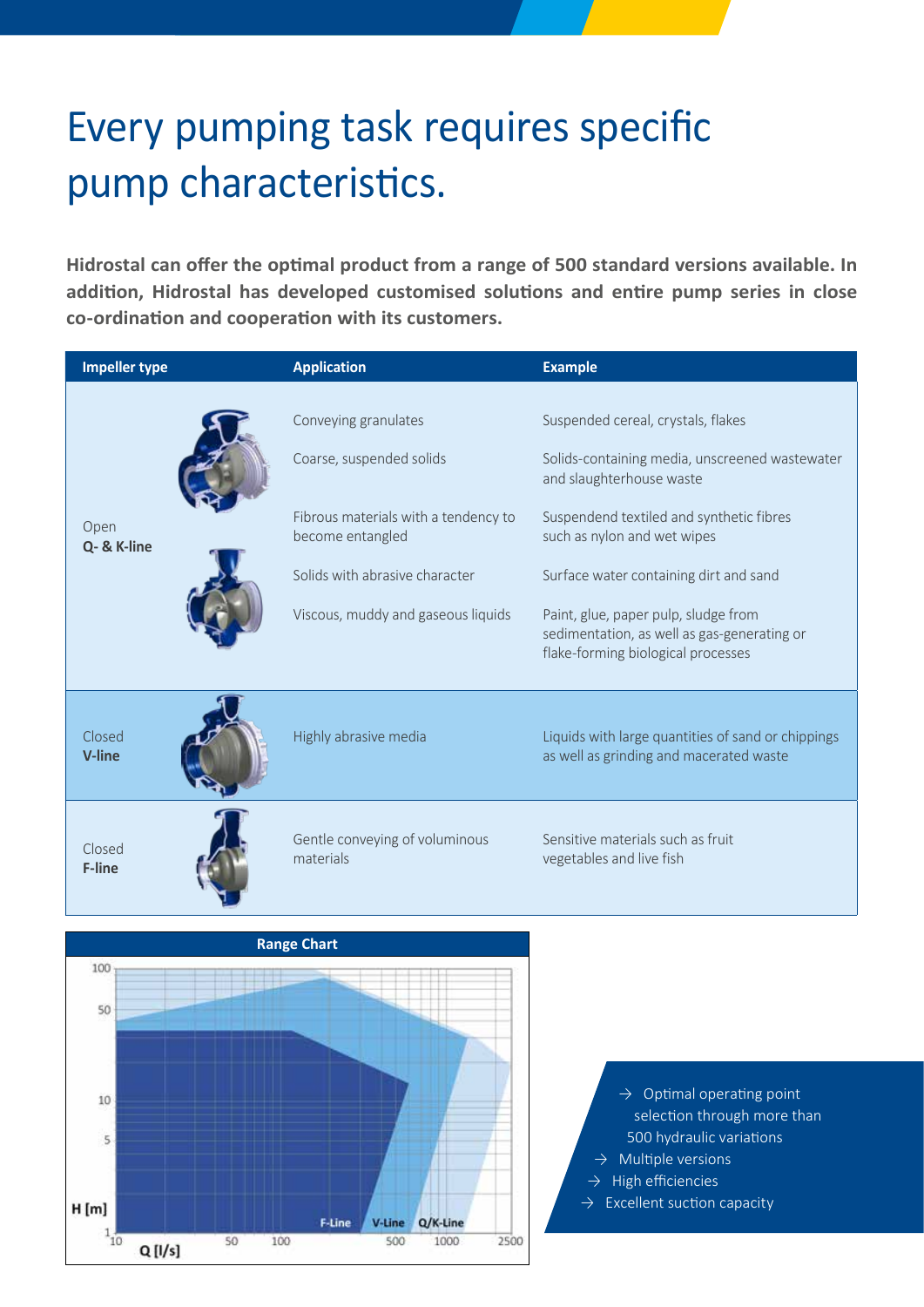# Every pumping task requires specific pump characteristics.

**Hidrostal can offer the optimal product from a range of 500 standard versions available. In addition, Hidrostal has developed customised solutions and entire pump series in close co-ordination and cooperation with its customers.**

| Impeller type | Application | Example |
|---|---|---|
| Open **Q- & K-line** | Conveying granulates | Suspended cereal, crystals, flakes |
| | Coarse, suspended solids | Solids-containing media, unscreened wastewater and slaughterhouse waste |
| | Fibrous materials with a tendency to become entangled | Suspendend textiled and synthetic fibres such as nylon and wet wipes |
| | Solids with abrasive character | Surface water containing dirt and sand |
| | Viscous, muddy and gaseous liquids | Paint, glue, paper pulp, sludge from sedimentation, as well as gas-generating or flake-forming biological processes |
| Closed **V-line** | Highly abrasive media | Liquids with large quantities of sand or chippings as well as grinding and macerated waste |
| Closed **F-line** | Gentle conveying of voluminous materials | Sensitive materials such as fruit vegetables and live fish |

**Range Chart**

- → Optimal operating point selection through more than 500 hydraulic variations
- → Multiple versions
- → High efficiencies
- → Excellent suction capacity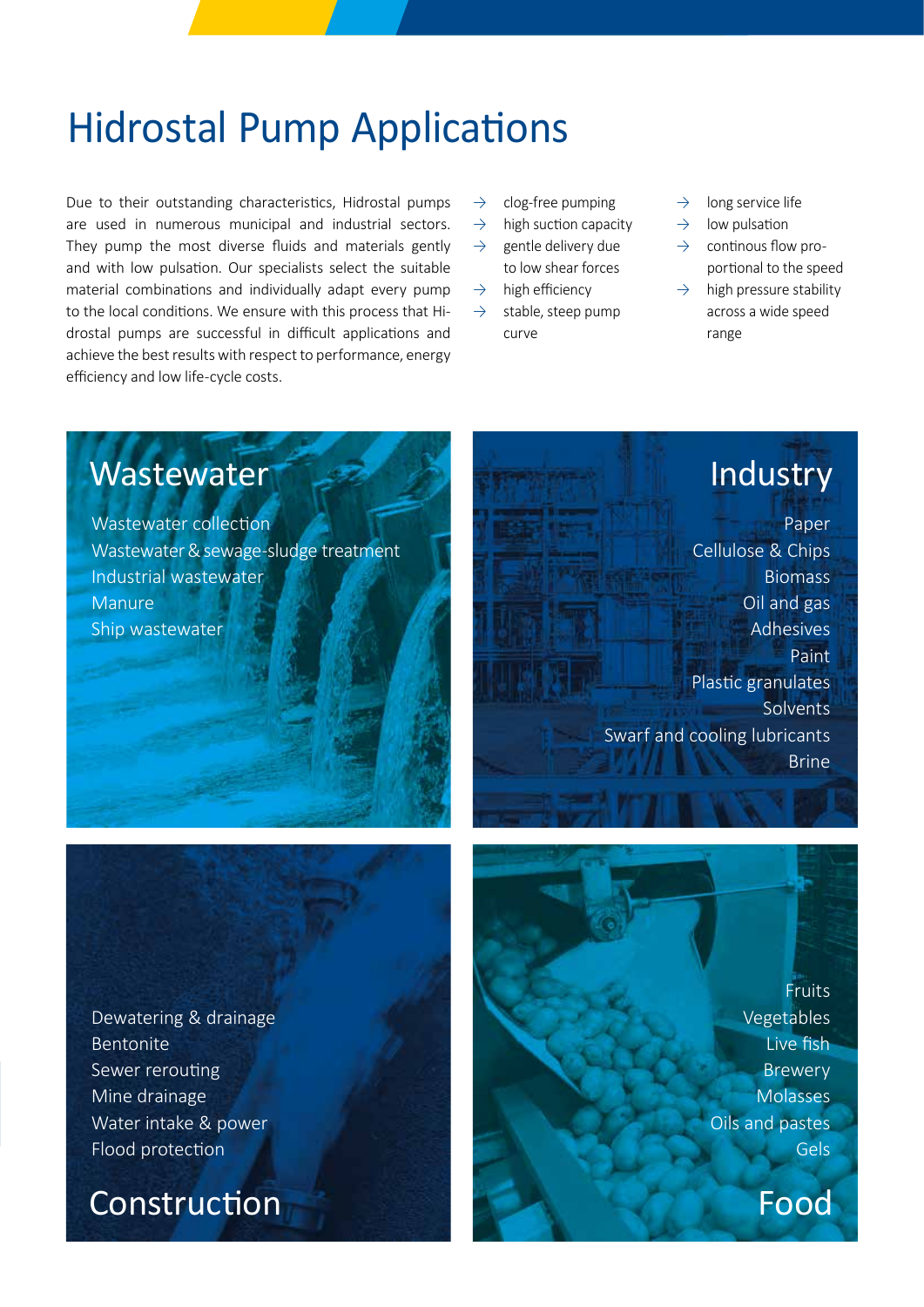# Hidrostal Pump Applications

Due to their outstanding characteristics, Hidrostal pumps are used in numerous municipal and industrial sectors. They pump the most diverse fluids and materials gently and with low pulsation. Our specialists select the suitable material combinations and individually adapt every pump to the local conditions. We ensure with this process that Hidrostal pumps are successful in difficult applications and achieve the best results with respect to performance, energy efficiency and low life-cycle costs.

- → clog-free pumping
- → high suction capacity
- → gentle delivery due to low shear forces
- → high efficiency
- → stable, steep pump curve
- → long service life
- → low pulsation
- → continous flow proportional to the speed
- → high pressure stability across a wide speed range

## Wastewater

Wastewater collection
Wastewater & sewage-sludge treatment
Industrial wastewater
Manure
Ship wastewater

## Industry

Paper
Cellulose & Chips
Biomass
Oil and gas
Adhesives
Paint
Plastic granulates
Solvents
Swarf and cooling lubricants
Brine

## Construction

Dewatering & drainage
Bentonite
Sewer rerouting
Mine drainage
Water intake & power
Flood protection

## Food

Fruits
Vegetables
Live fish
Brewery
Molasses
Oils and pastes
Gels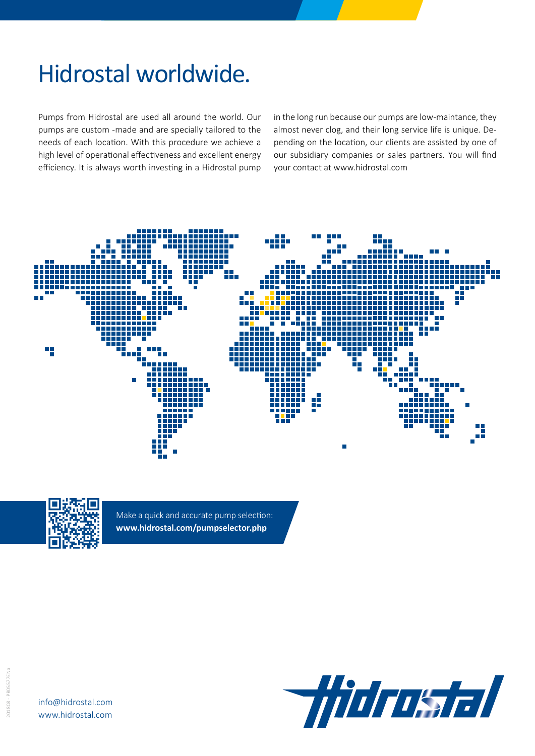# Hidrostal worldwide.

Pumps from Hidrostal are used all around the world. Our pumps are custom -made and are specially tailored to the needs of each location. With this procedure we achieve a high level of operational effectiveness and excellent energy efficiency. It is always worth investing in a Hidrostal pump in the long run because our pumps are low-maintance, they almost never clog, and their long service life is unique. Depending on the location, our clients are assisted by one of our subsidiary companies or sales partners. You will find your contact at www.hidrostal.com

Make a quick and accurate pump selection:
**www.hidrostal.com/pumpselector.php**

201808 - PR05577ENa

info@hidrostal.com
www.hidrostal.com